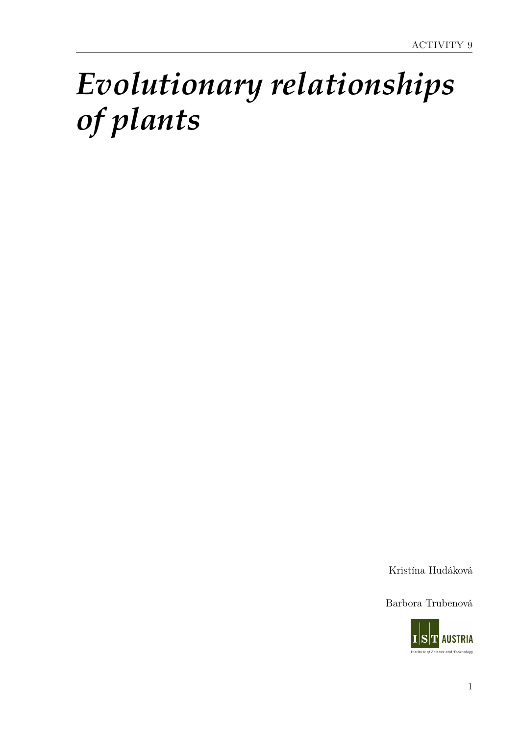ACTIVITY 9

# *Evolutionary relationships of plants*

Kristína Hudáková

Barbora Trubenová

IST AUSTRIA

Institute of Science and Technology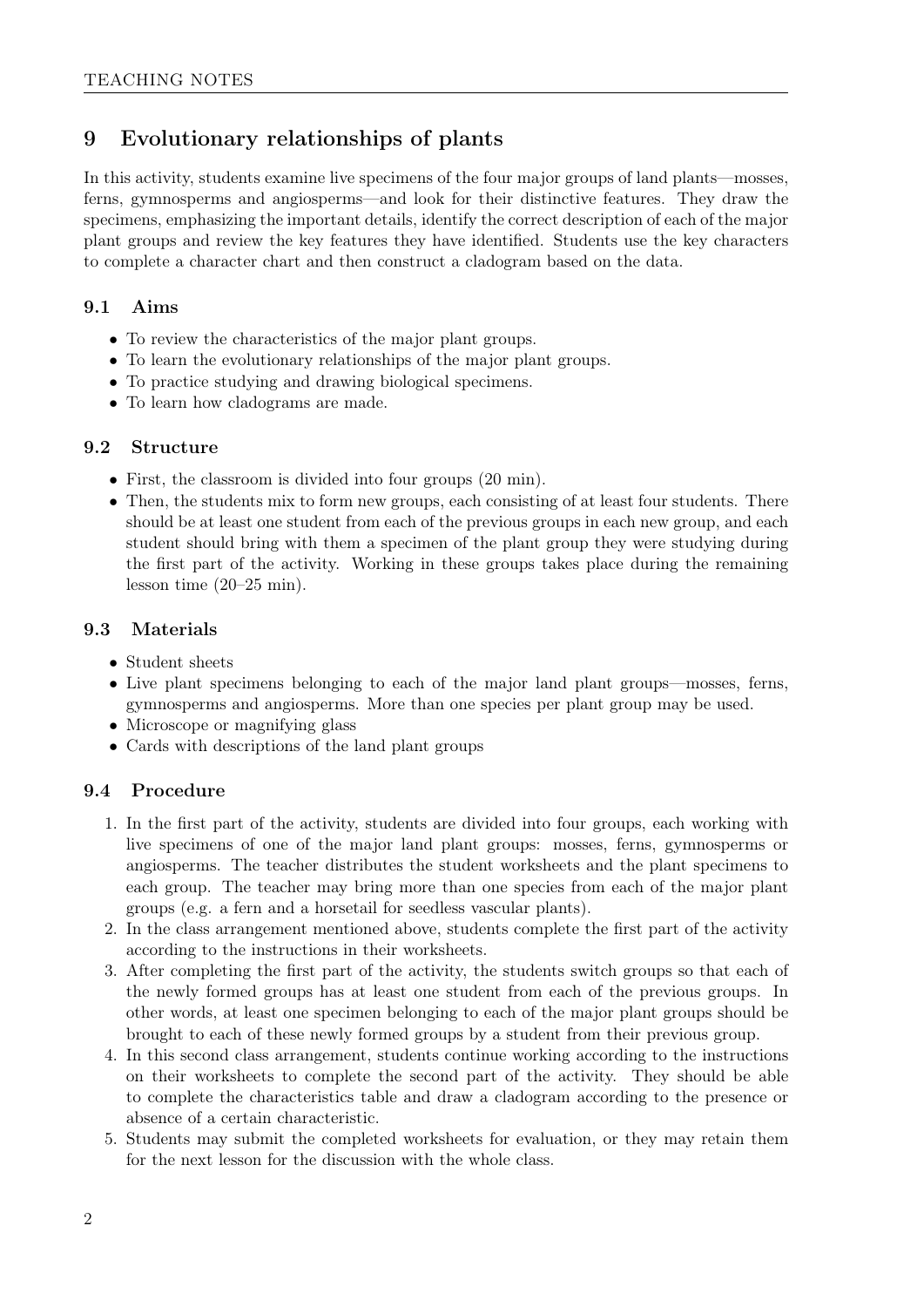## 9 Evolutionary relationships of plants

In this activity, students examine live specimens of the four major groups of land plants—mosses, ferns, gymnosperms and angiosperms—and look for their distinctive features. They draw the specimens, emphasizing the important details, identify the correct description of each of the major plant groups and review the key features they have identified. Students use the key characters to complete a character chart and then construct a cladogram based on the data.

### 9.1 Aims

- To review the characteristics of the major plant groups.
- To learn the evolutionary relationships of the major plant groups.
- To practice studying and drawing biological specimens.
- To learn how cladograms are made.

### 9.2 Structure

- First, the classroom is divided into four groups (20 min).
- Then, the students mix to form new groups, each consisting of at least four students. There should be at least one student from each of the previous groups in each new group, and each student should bring with them a specimen of the plant group they were studying during the first part of the activity. Working in these groups takes place during the remaining lesson time (20–25 min).

### 9.3 Materials

- Student sheets
- Live plant specimens belonging to each of the major land plant groups—mosses, ferns, gymnosperms and angiosperms. More than one species per plant group may be used.
- Microscope or magnifying glass
- Cards with descriptions of the land plant groups

### 9.4 Procedure

1. In the first part of the activity, students are divided into four groups, each working with live specimens of one of the major land plant groups: mosses, ferns, gymnosperms or angiosperms. The teacher distributes the student worksheets and the plant specimens to each group. The teacher may bring more than one species from each of the major plant groups (e.g. a fern and a horsetail for seedless vascular plants).
2. In the class arrangement mentioned above, students complete the first part of the activity according to the instructions in their worksheets.
3. After completing the first part of the activity, the students switch groups so that each of the newly formed groups has at least one student from each of the previous groups. In other words, at least one specimen belonging to each of the major plant groups should be brought to each of these newly formed groups by a student from their previous group.
4. In this second class arrangement, students continue working according to the instructions on their worksheets to complete the second part of the activity. They should be able to complete the characteristics table and draw a cladogram according to the presence or absence of a certain characteristic.
5. Students may submit the completed worksheets for evaluation, or they may retain them for the next lesson for the discussion with the whole class.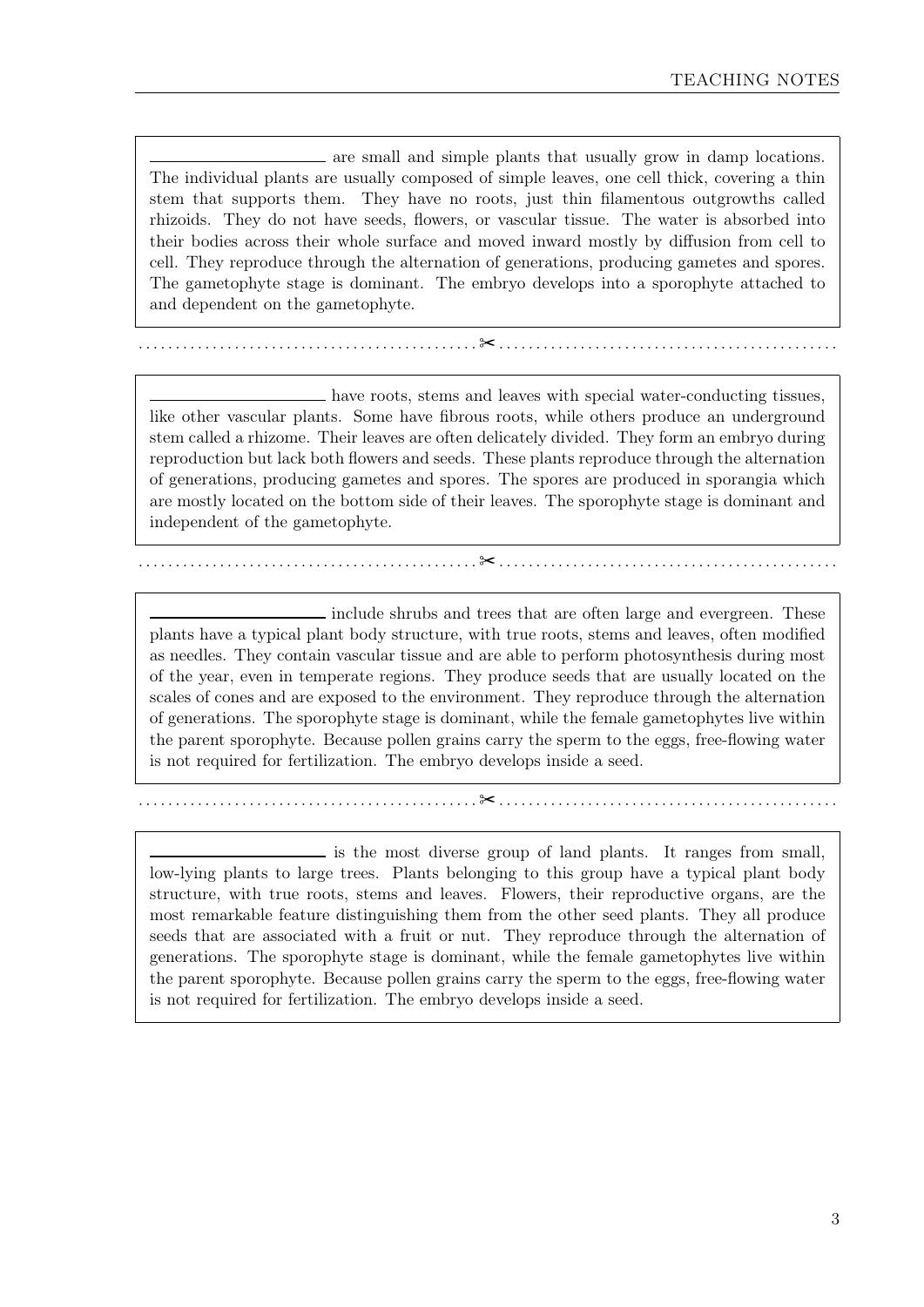\_\_\_\_\_\_\_\_\_\_\_\_\_\_\_\_\_\_\_\_ are small and simple plants that usually grow in damp locations. The individual plants are usually composed of simple leaves, one cell thick, covering a thin stem that supports them. They have no roots, just thin filamentous outgrowths called rhizoids. They do not have seeds, flowers, or vascular tissue. The water is absorbed into their bodies across their whole surface and moved inward mostly by diffusion from cell to cell. They reproduce through the alternation of generations, producing gametes and spores. The gametophyte stage is dominant. The embryo develops into a sporophyte attached to and dependent on the gametophyte.

.............................................✂.............................................

\_\_\_\_\_\_\_\_\_\_\_\_\_\_\_\_\_\_\_\_ have roots, stems and leaves with special water-conducting tissues, like other vascular plants. Some have fibrous roots, while others produce an underground stem called a rhizome. Their leaves are often delicately divided. They form an embryo during reproduction but lack both flowers and seeds. These plants reproduce through the alternation of generations, producing gametes and spores. The spores are produced in sporangia which are mostly located on the bottom side of their leaves. The sporophyte stage is dominant and independent of the gametophyte.

.............................................✂.............................................

\_\_\_\_\_\_\_\_\_\_\_\_\_\_\_\_\_\_\_\_ include shrubs and trees that are often large and evergreen. These plants have a typical plant body structure, with true roots, stems and leaves, often modified as needles. They contain vascular tissue and are able to perform photosynthesis during most of the year, even in temperate regions. They produce seeds that are usually located on the scales of cones and are exposed to the environment. They reproduce through the alternation of generations. The sporophyte stage is dominant, while the female gametophytes live within the parent sporophyte. Because pollen grains carry the sperm to the eggs, free-flowing water is not required for fertilization. The embryo develops inside a seed.

.............................................✂.............................................

\_\_\_\_\_\_\_\_\_\_\_\_\_\_\_\_\_\_\_\_ is the most diverse group of land plants. It ranges from small, low-lying plants to large trees. Plants belonging to this group have a typical plant body structure, with true roots, stems and leaves. Flowers, their reproductive organs, are the most remarkable feature distinguishing them from the other seed plants. They all produce seeds that are associated with a fruit or nut. They reproduce through the alternation of generations. The sporophyte stage is dominant, while the female gametophytes live within the parent sporophyte. Because pollen grains carry the sperm to the eggs, free-flowing water is not required for fertilization. The embryo develops inside a seed.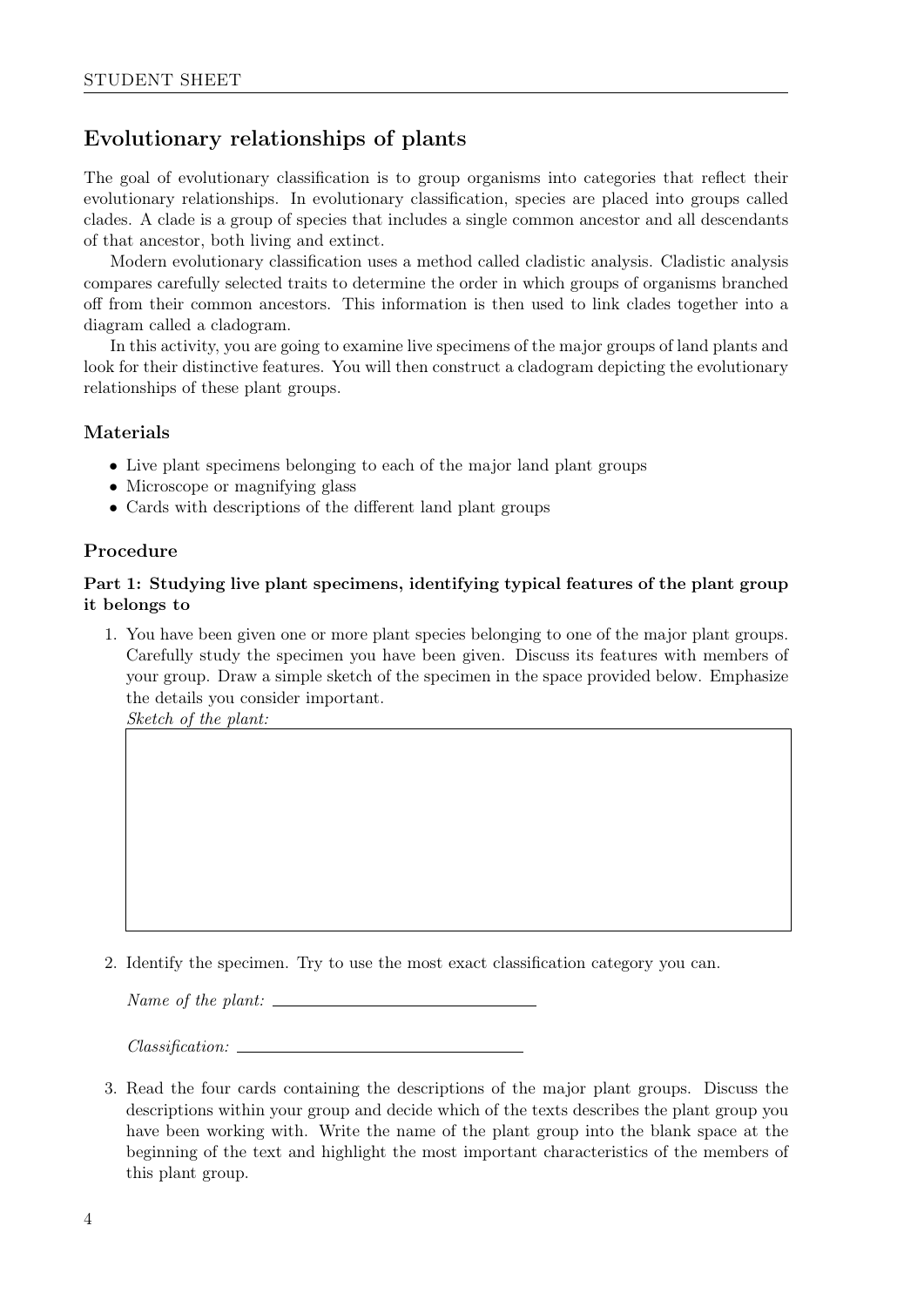# Evolutionary relationships of plants

The goal of evolutionary classification is to group organisms into categories that reflect their evolutionary relationships. In evolutionary classification, species are placed into groups called clades. A clade is a group of species that includes a single common ancestor and all descendants of that ancestor, both living and extinct.

Modern evolutionary classification uses a method called cladistic analysis. Cladistic analysis compares carefully selected traits to determine the order in which groups of organisms branched off from their common ancestors. This information is then used to link clades together into a diagram called a cladogram.

In this activity, you are going to examine live specimens of the major groups of land plants and look for their distinctive features. You will then construct a cladogram depicting the evolutionary relationships of these plant groups.

## Materials

- Live plant specimens belonging to each of the major land plant groups
- Microscope or magnifying glass
- Cards with descriptions of the different land plant groups

## Procedure

### Part 1: Studying live plant specimens, identifying typical features of the plant group it belongs to

1. You have been given one or more plant species belonging to one of the major plant groups. Carefully study the specimen you have been given. Discuss its features with members of your group. Draw a simple sketch of the specimen in the space provided below. Emphasize the details you consider important.

   *Sketch of the plant:*

2. Identify the specimen. Try to use the most exact classification category you can.

   *Name of the plant:* ______________________________

   *Classification:* ______________________________

3. Read the four cards containing the descriptions of the major plant groups. Discuss the descriptions within your group and decide which of the texts describes the plant group you have been working with. Write the name of the plant group into the blank space at the beginning of the text and highlight the most important characteristics of the members of this plant group.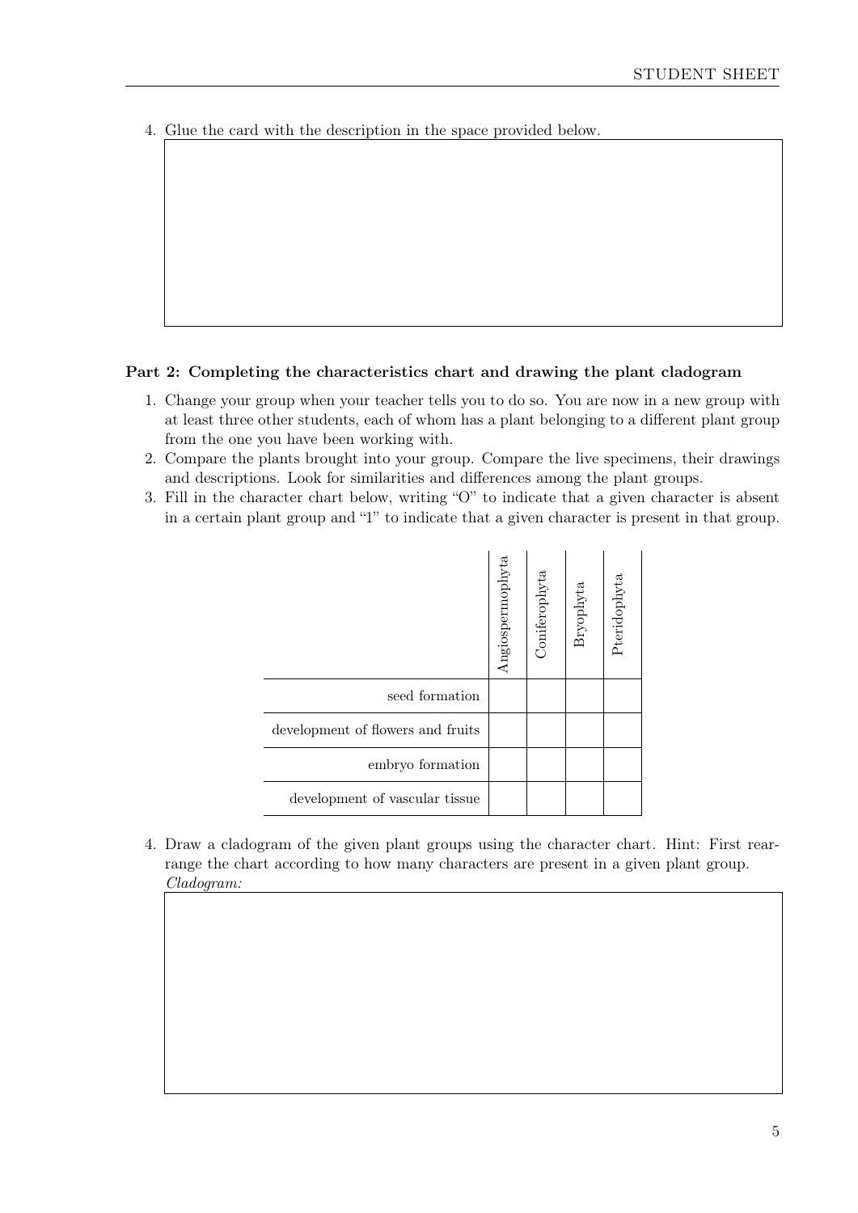4. Glue the card with the description in the space provided below.

**Part 2: Completing the characteristics chart and drawing the plant cladogram**

1. Change your group when your teacher tells you to do so. You are now in a new group with at least three other students, each of whom has a plant belonging to a different plant group from the one you have been working with.
2. Compare the plants brought into your group. Compare the live specimens, their drawings and descriptions. Look for similarities and differences among the plant groups.
3. Fill in the character chart below, writing "O" to indicate that a given character is absent in a certain plant group and "1" to indicate that a given character is present in that group.

| | Angiospermophyta | Coniferophyta | Bryophyta | Pteridophyta |
|---|---|---|---|---|
| seed formation | | | | |
| development of flowers and fruits | | | | |
| embryo formation | | | | |
| development of vascular tissue | | | | |

4. Draw a cladogram of the given plant groups using the character chart. Hint: First rearrange the chart according to how many characters are present in a given plant group.
*Cladogram:*